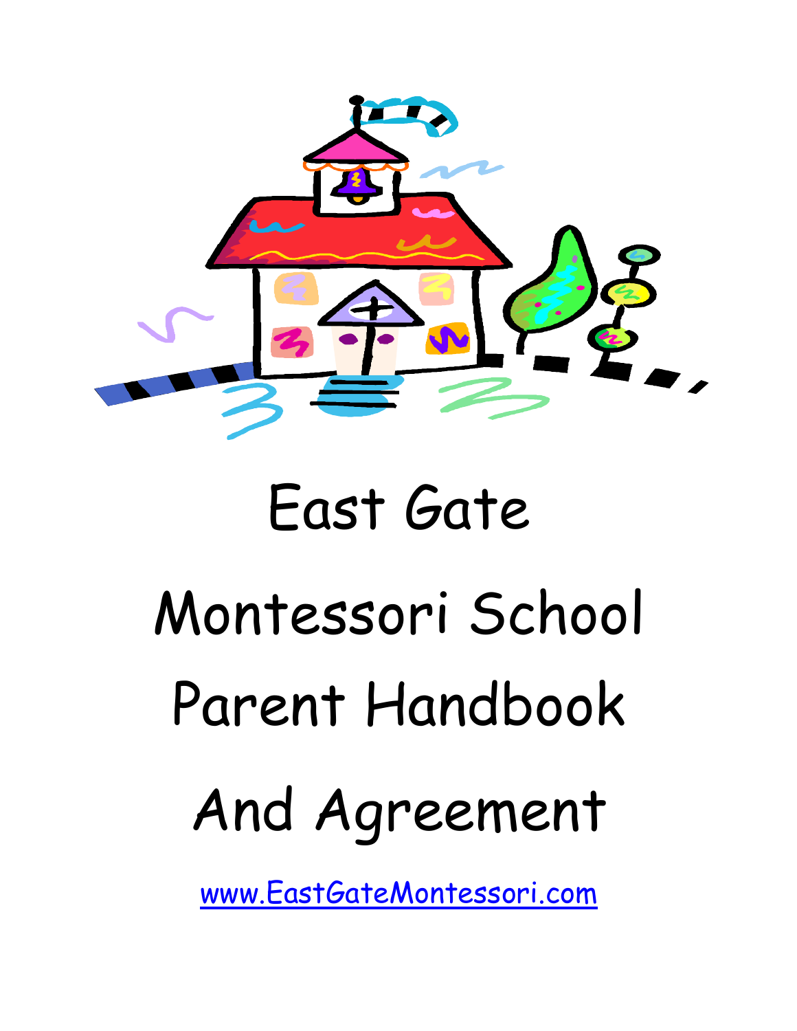# East Gate

# Montessori School

# Parent Handbook

# And Agreement

[www.EastGateMontessori.com](http://www.EastGateMontessori.com)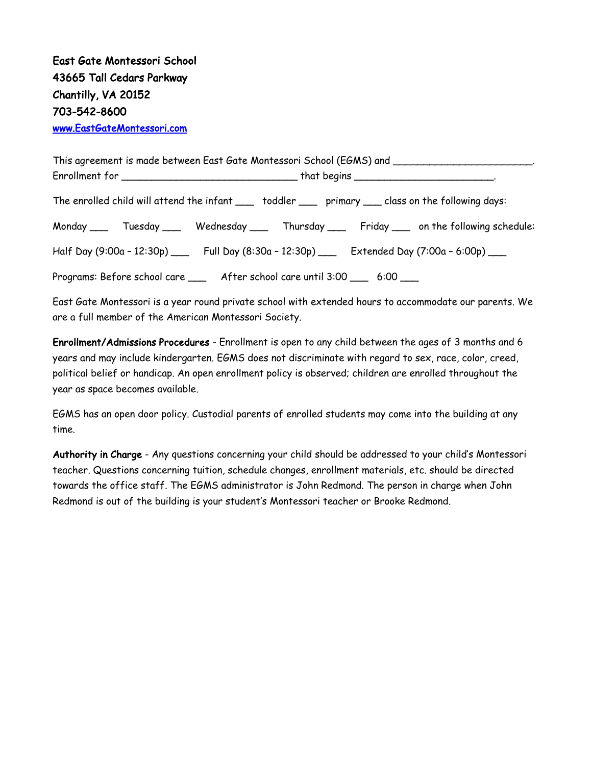**East Gate Montessori School**
**43665 Tall Cedars Parkway**
**Chantilly, VA 20152**
**703-542-8600**
**www.EastGateMontessori.com**

This agreement is made between East Gate Montessori School (EGMS) and ________________________.
Enrollment for _______________________________ that begins ________________________.

The enrolled child will attend the infant ___ toddler ___ primary ___ class on the following days:

Monday ___ Tuesday ___ Wednesday ___ Thursday ___ Friday ___ on the following schedule:

Half Day (9:00a – 12:30p) ___ Full Day (8:30a – 12:30p) ___ Extended Day (7:00a – 6:00p) ___

Programs: Before school care ___ After school care until 3:00 ___ 6:00 ___

East Gate Montessori is a year round private school with extended hours to accommodate our parents. We are a full member of the American Montessori Society.

**Enrollment/Admissions Procedures** - Enrollment is open to any child between the ages of 3 months and 6 years and may include kindergarten. EGMS does not discriminate with regard to sex, race, color, creed, political belief or handicap. An open enrollment policy is observed; children are enrolled throughout the year as space becomes available.

EGMS has an open door policy. Custodial parents of enrolled students may come into the building at any time.

**Authority in Charge** - Any questions concerning your child should be addressed to your child's Montessori teacher. Questions concerning tuition, schedule changes, enrollment materials, etc. should be directed towards the office staff. The EGMS administrator is John Redmond. The person in charge when John Redmond is out of the building is your student's Montessori teacher or Brooke Redmond.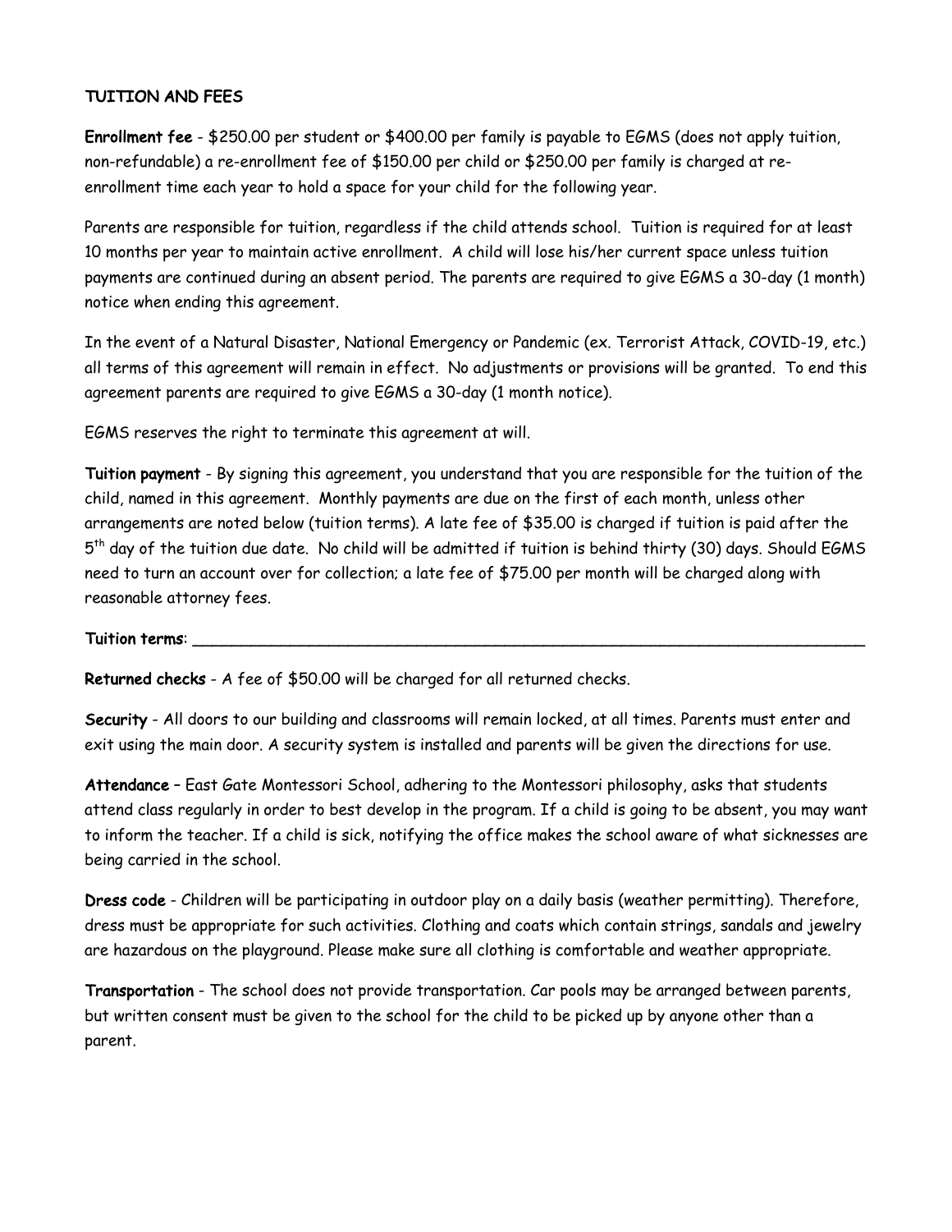## TUITION AND FEES

**Enrollment fee** - $250.00 per student or $400.00 per family is payable to EGMS (does not apply tuition, non-refundable) a re-enrollment fee of $150.00 per child or $250.00 per family is charged at re-enrollment time each year to hold a space for your child for the following year.

Parents are responsible for tuition, regardless if the child attends school. Tuition is required for at least 10 months per year to maintain active enrollment. A child will lose his/her current space unless tuition payments are continued during an absent period. The parents are required to give EGMS a 30-day (1 month) notice when ending this agreement.

In the event of a Natural Disaster, National Emergency or Pandemic (ex. Terrorist Attack, COVID-19, etc.) all terms of this agreement will remain in effect. No adjustments or provisions will be granted. To end this agreement parents are required to give EGMS a 30-day (1 month notice).

EGMS reserves the right to terminate this agreement at will.

**Tuition payment** - By signing this agreement, you understand that you are responsible for the tuition of the child, named in this agreement. Monthly payments are due on the first of each month, unless other arrangements are noted below (tuition terms). A late fee of $35.00 is charged if tuition is paid after the 5th day of the tuition due date. No child will be admitted if tuition is behind thirty (30) days. Should EGMS need to turn an account over for collection; a late fee of $75.00 per month will be charged along with reasonable attorney fees.

**Tuition terms**: ___________________________________________________________________________

**Returned checks** - A fee of $50.00 will be charged for all returned checks.

**Security** - All doors to our building and classrooms will remain locked, at all times. Parents must enter and exit using the main door. A security system is installed and parents will be given the directions for use.

**Attendance** – East Gate Montessori School, adhering to the Montessori philosophy, asks that students attend class regularly in order to best develop in the program. If a child is going to be absent, you may want to inform the teacher. If a child is sick, notifying the office makes the school aware of what sicknesses are being carried in the school.

**Dress code** - Children will be participating in outdoor play on a daily basis (weather permitting). Therefore, dress must be appropriate for such activities. Clothing and coats which contain strings, sandals and jewelry are hazardous on the playground. Please make sure all clothing is comfortable and weather appropriate.

**Transportation** - The school does not provide transportation. Car pools may be arranged between parents, but written consent must be given to the school for the child to be picked up by anyone other than a parent.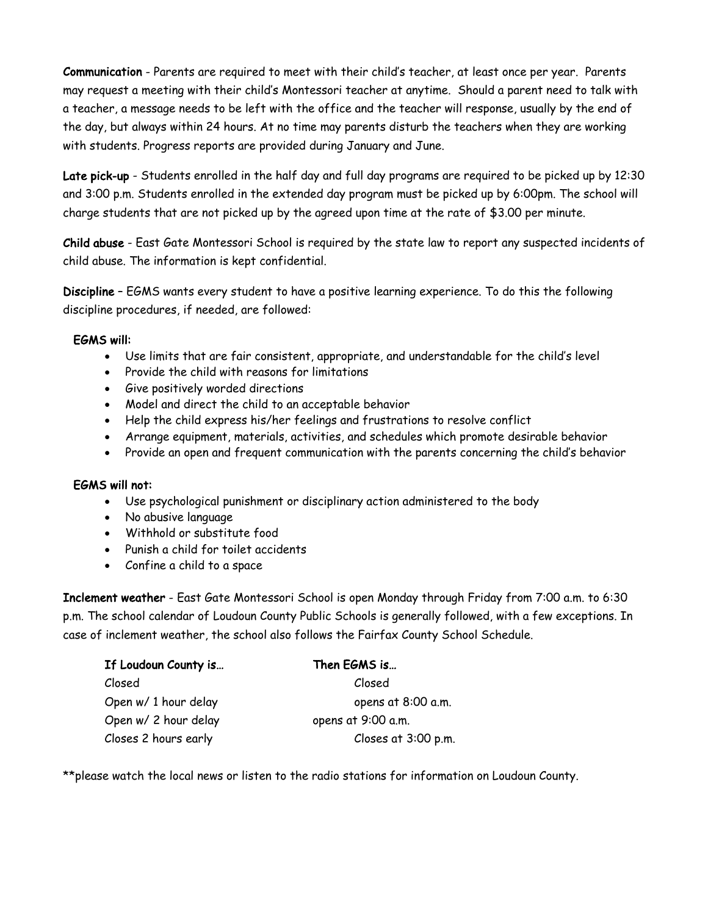**Communication** - Parents are required to meet with their child's teacher, at least once per year. Parents may request a meeting with their child's Montessori teacher at anytime. Should a parent need to talk with a teacher, a message needs to be left with the office and the teacher will response, usually by the end of the day, but always within 24 hours. At no time may parents disturb the teachers when they are working with students. Progress reports are provided during January and June.

**Late pick-up** - Students enrolled in the half day and full day programs are required to be picked up by 12:30 and 3:00 p.m. Students enrolled in the extended day program must be picked up by 6:00pm. The school will charge students that are not picked up by the agreed upon time at the rate of $3.00 per minute.

**Child abuse** - East Gate Montessori School is required by the state law to report any suspected incidents of child abuse. The information is kept confidential.

**Discipline** – EGMS wants every student to have a positive learning experience. To do this the following discipline procedures, if needed, are followed:

**EGMS will:**

- Use limits that are fair consistent, appropriate, and understandable for the child's level
- Provide the child with reasons for limitations
- Give positively worded directions
- Model and direct the child to an acceptable behavior
- Help the child express his/her feelings and frustrations to resolve conflict
- Arrange equipment, materials, activities, and schedules which promote desirable behavior
- Provide an open and frequent communication with the parents concerning the child's behavior

**EGMS will not:**

- Use psychological punishment or disciplinary action administered to the body
- No abusive language
- Withhold or substitute food
- Punish a child for toilet accidents
- Confine a child to a space

**Inclement weather** - East Gate Montessori School is open Monday through Friday from 7:00 a.m. to 6:30 p.m. The school calendar of Loudoun County Public Schools is generally followed, with a few exceptions. In case of inclement weather, the school also follows the Fairfax County School Schedule.

| If Loudoun County is… | Then EGMS is… |
|---|---|
| Closed | Closed |
| Open w/ 1 hour delay | opens at 8:00 a.m. |
| Open w/ 2 hour delay | opens at 9:00 a.m. |
| Closes 2 hours early | Closes at 3:00 p.m. |

**please watch the local news or listen to the radio stations for information on Loudoun County.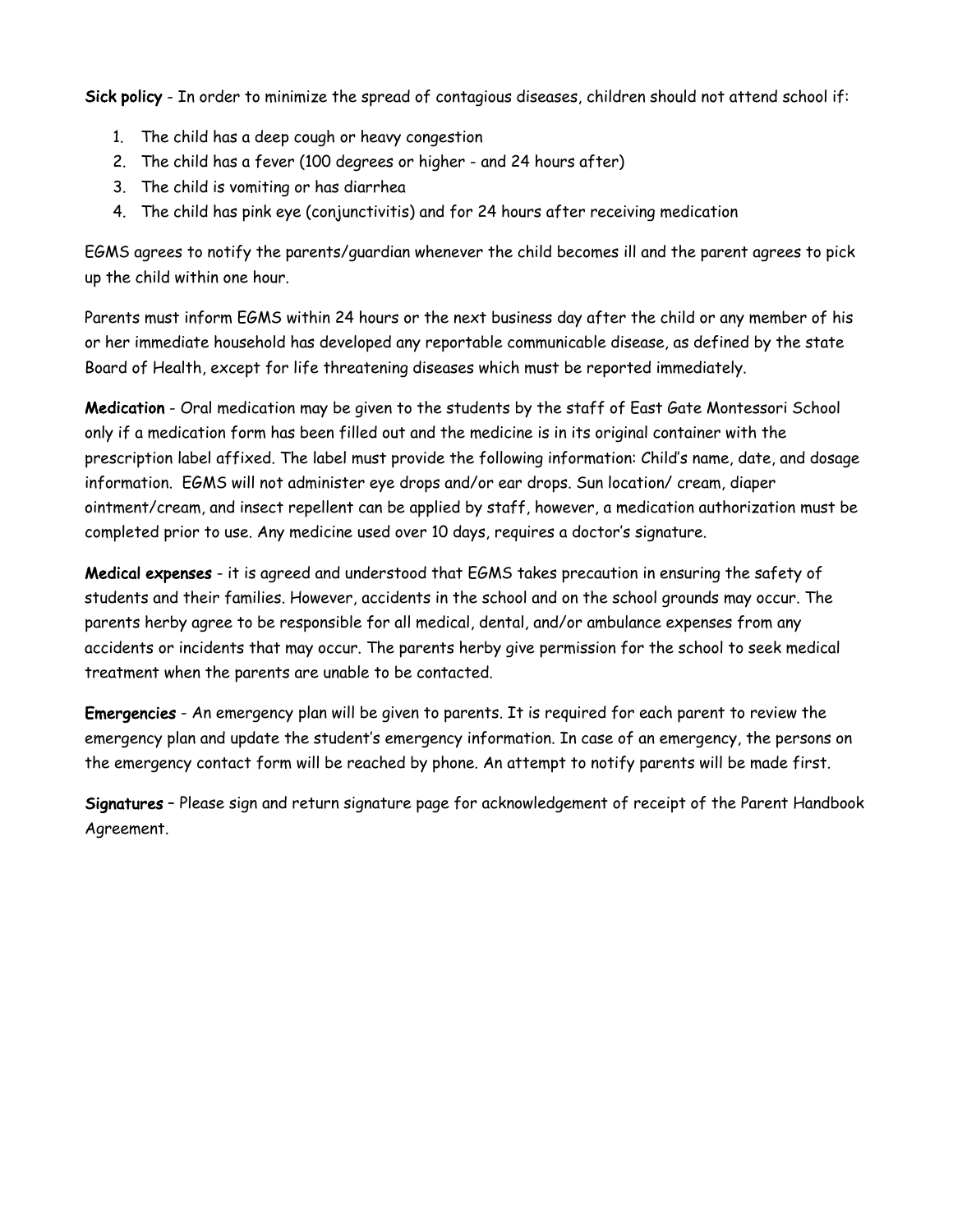**Sick policy** - In order to minimize the spread of contagious diseases, children should not attend school if:

1. The child has a deep cough or heavy congestion
2. The child has a fever (100 degrees or higher - and 24 hours after)
3. The child is vomiting or has diarrhea
4. The child has pink eye (conjunctivitis) and for 24 hours after receiving medication

EGMS agrees to notify the parents/guardian whenever the child becomes ill and the parent agrees to pick up the child within one hour.

Parents must inform EGMS within 24 hours or the next business day after the child or any member of his or her immediate household has developed any reportable communicable disease, as defined by the state Board of Health, except for life threatening diseases which must be reported immediately.

**Medication** - Oral medication may be given to the students by the staff of East Gate Montessori School only if a medication form has been filled out and the medicine is in its original container with the prescription label affixed. The label must provide the following information: Child's name, date, and dosage information. EGMS will not administer eye drops and/or ear drops. Sun location/ cream, diaper ointment/cream, and insect repellent can be applied by staff, however, a medication authorization must be completed prior to use. Any medicine used over 10 days, requires a doctor's signature.

**Medical expenses** - it is agreed and understood that EGMS takes precaution in ensuring the safety of students and their families. However, accidents in the school and on the school grounds may occur. The parents herby agree to be responsible for all medical, dental, and/or ambulance expenses from any accidents or incidents that may occur. The parents herby give permission for the school to seek medical treatment when the parents are unable to be contacted.

**Emergencies** - An emergency plan will be given to parents. It is required for each parent to review the emergency plan and update the student's emergency information. In case of an emergency, the persons on the emergency contact form will be reached by phone. An attempt to notify parents will be made first.

**Signatures** – Please sign and return signature page for acknowledgement of receipt of the Parent Handbook Agreement.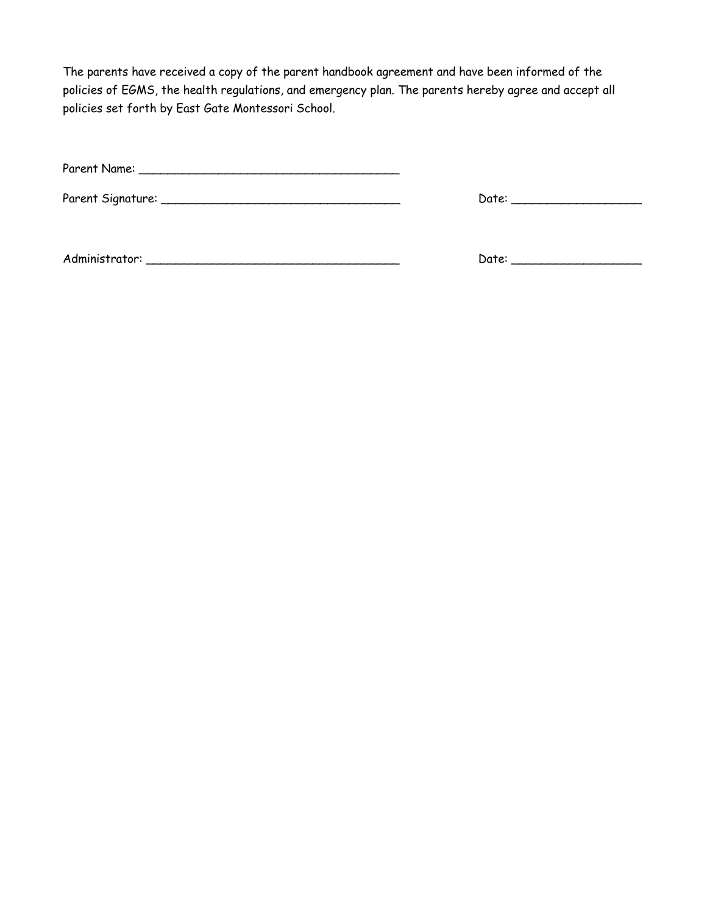The parents have received a copy of the parent handbook agreement and have been informed of the policies of EGMS, the health regulations, and emergency plan. The parents hereby agree and accept all policies set forth by East Gate Montessori School.

Parent Name: ____________________________________

Parent Signature: _________________________________ Date: __________________

Administrator: ___________________________________ Date: __________________